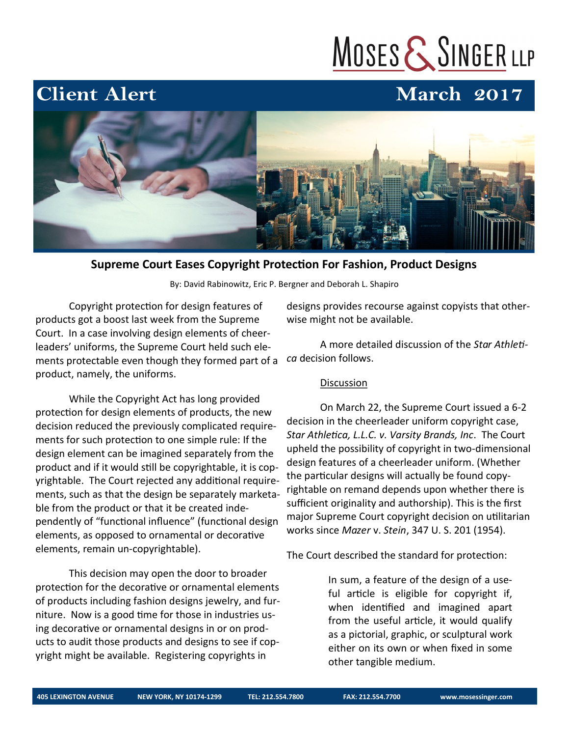# Client Alert

**March 2017**

## Supreme Court Eases Copyright Protection For Fashion, Product Designs

By: David Rabinowitz, Eric P. Bergner and Deborah L. Shapiro

Copyright protection for design features of products got a boost last week from the Supreme Court. In a case involving design elements of cheerleaders' uniforms, the Supreme Court held such elements protectable even though they formed part of a product, namely, the uniforms.

While the Copyright Act has long provided protection for design elements of products, the new decision reduced the previously complicated requirements for such protection to one simple rule: If the design element can be imagined separately from the product and if it would still be copyrightable, it is copyrightable. The Court rejected any additional requirements, such as that the design be separately marketable from the product or that it be created independently of "functional influence" (functional design elements, as opposed to ornamental or decorative elements, remain un-copyrightable).

This decision may open the door to broader protection for the decorative or ornamental elements of products including fashion designs jewelry, and furniture. Now is a good time for those in industries using decorative or ornamental designs in or on products to audit those products and designs to see if copyright might be available. Registering copyrights in designs provides recourse against copyists that otherwise might not be available.

A more detailed discussion of the *Star Athletica* decision follows.

<u>Discussion</u>

On March 22, the Supreme Court issued a 6-2 decision in the cheerleader uniform copyright case, *Star Athletica, L.L.C. v. Varsity Brands, Inc*. The Court upheld the possibility of copyright in two-dimensional design features of a cheerleader uniform. (Whether the particular designs will actually be found copyrightable on remand depends upon whether there is sufficient originality and authorship). This is the first major Supreme Court copyright decision on utilitarian works since *Mazer* v. *Stein*, 347 U. S. 201 (1954).

The Court described the standard for protection:

> In sum, a feature of the design of a useful article is eligible for copyright if, when identified and imagined apart from the useful article, it would qualify as a pictorial, graphic, or sculptural work either on its own or when fixed in some other tangible medium.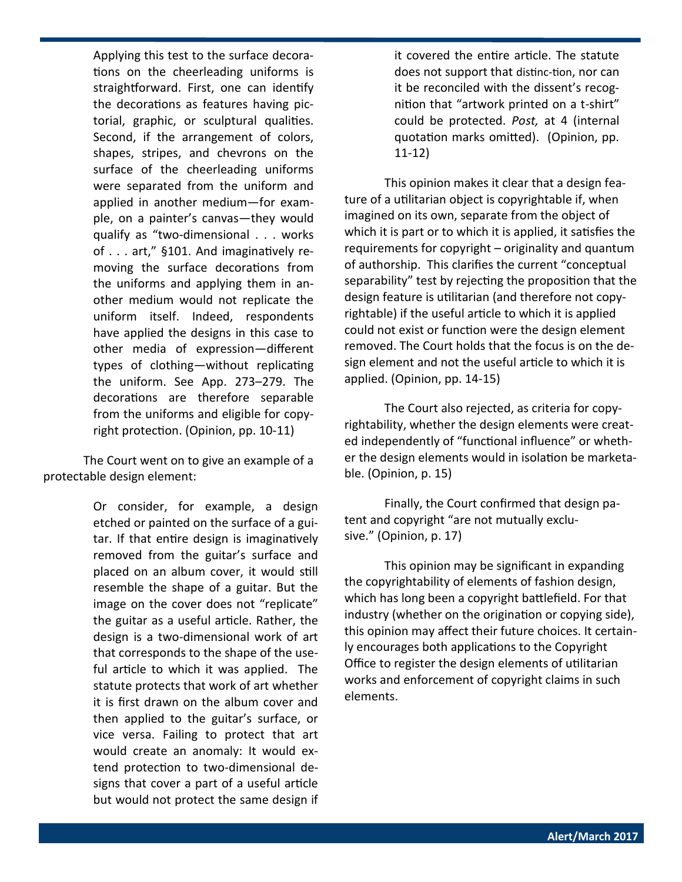> Applying this test to the surface decorations on the cheerleading uniforms is straightforward. First, one can identify the decorations as features having pictorial, graphic, or sculptural qualities. Second, if the arrangement of colors, shapes, stripes, and chevrons on the surface of the cheerleading uniforms were separated from the uniform and applied in another medium—for example, on a painter's canvas—they would qualify as "two-dimensional . . . works of . . . art," §101. And imaginatively removing the surface decorations from the uniforms and applying them in another medium would not replicate the uniform itself. Indeed, respondents have applied the designs in this case to other media of expression—different types of clothing—without replicating the uniform. See App. 273–279. The decorations are therefore separable from the uniforms and eligible for copyright protection. (Opinion, pp. 10-11)

The Court went on to give an example of a protectable design element:

> Or consider, for example, a design etched or painted on the surface of a guitar. If that entire design is imaginatively removed from the guitar's surface and placed on an album cover, it would still resemble the shape of a guitar. But the image on the cover does not "replicate" the guitar as a useful article. Rather, the design is a two-dimensional work of art that corresponds to the shape of the useful article to which it was applied. The statute protects that work of art whether it is first drawn on the album cover and then applied to the guitar's surface, or vice versa. Failing to protect that art would create an anomaly: It would extend protection to two-dimensional designs that cover a part of a useful article but would not protect the same design if it covered the entire article. The statute does not support that distinction, nor can it be reconciled with the dissent's recognition that "artwork printed on a t-shirt" could be protected. *Post,* at 4 (internal quotation marks omitted). (Opinion, pp. 11-12)

This opinion makes it clear that a design feature of a utilitarian object is copyrightable if, when imagined on its own, separate from the object of which it is part or to which it is applied, it satisfies the requirements for copyright – originality and quantum of authorship. This clarifies the current "conceptual separability" test by rejecting the proposition that the design feature is utilitarian (and therefore not copyrightable) if the useful article to which it is applied could not exist or function were the design element removed. The Court holds that the focus is on the design element and not the useful article to which it is applied. (Opinion, pp. 14-15)

The Court also rejected, as criteria for copyrightability, whether the design elements were created independently of "functional influence" or whether the design elements would in isolation be marketable. (Opinion, p. 15)

Finally, the Court confirmed that design patent and copyright "are not mutually exclusive." (Opinion, p. 17)

This opinion may be significant in expanding the copyrightability of elements of fashion design, which has long been a copyright battlefield. For that industry (whether on the origination or copying side), this opinion may affect their future choices. It certainly encourages both applications to the Copyright Office to register the design elements of utilitarian works and enforcement of copyright claims in such elements.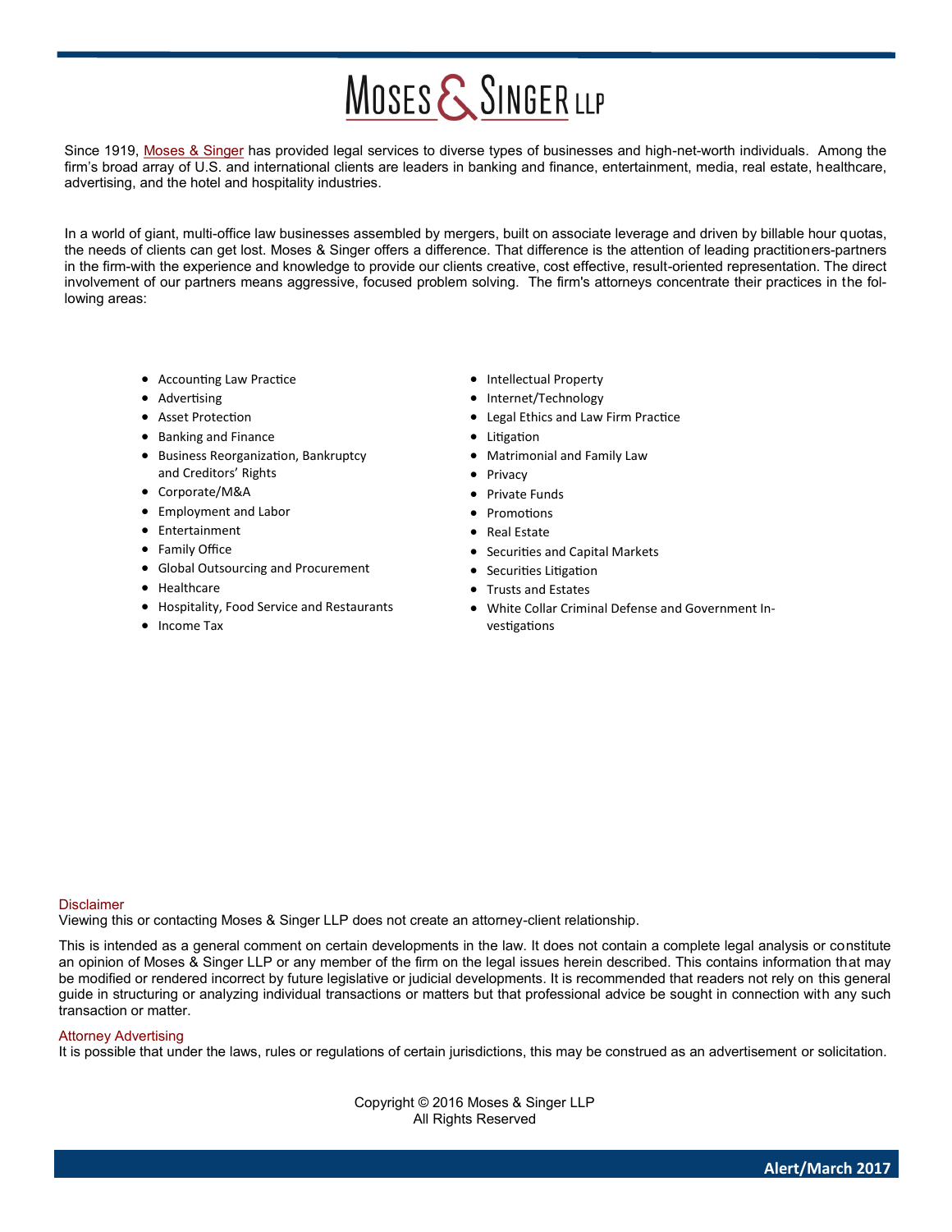# Moses & Singer LLP

Since 1919, Moses & Singer has provided legal services to diverse types of businesses and high-net-worth individuals. Among the firm's broad array of U.S. and international clients are leaders in banking and finance, entertainment, media, real estate, healthcare, advertising, and the hotel and hospitality industries.

In a world of giant, multi-office law businesses assembled by mergers, built on associate leverage and driven by billable hour quotas, the needs of clients can get lost. Moses & Singer offers a difference. That difference is the attention of leading practitioners-partners in the firm-with the experience and knowledge to provide our clients creative, cost effective, result-oriented representation. The direct involvement of our partners means aggressive, focused problem solving. The firm's attorneys concentrate their practices in the following areas:

- Accounting Law Practice
- Advertising
- Asset Protection
- Banking and Finance
- Business Reorganization, Bankruptcy and Creditors' Rights
- Corporate/M&A
- Employment and Labor
- Entertainment
- Family Office
- Global Outsourcing and Procurement
- Healthcare
- Hospitality, Food Service and Restaurants
- Income Tax
- Intellectual Property
- Internet/Technology
- Legal Ethics and Law Firm Practice
- Litigation
- Matrimonial and Family Law
- Privacy
- Private Funds
- Promotions
- Real Estate
- Securities and Capital Markets
- Securities Litigation
- Trusts and Estates
- White Collar Criminal Defense and Government Investigations

**Disclaimer**

Viewing this or contacting Moses & Singer LLP does not create an attorney-client relationship.

This is intended as a general comment on certain developments in the law. It does not contain a complete legal analysis or constitute an opinion of Moses & Singer LLP or any member of the firm on the legal issues herein described. This contains information that may be modified or rendered incorrect by future legislative or judicial developments. It is recommended that readers not rely on this general guide in structuring or analyzing individual transactions or matters but that professional advice be sought in connection with any such transaction or matter.

**Attorney Advertising**

It is possible that under the laws, rules or regulations of certain jurisdictions, this may be construed as an advertisement or solicitation.

Copyright © 2016 Moses & Singer LLP
All Rights Reserved